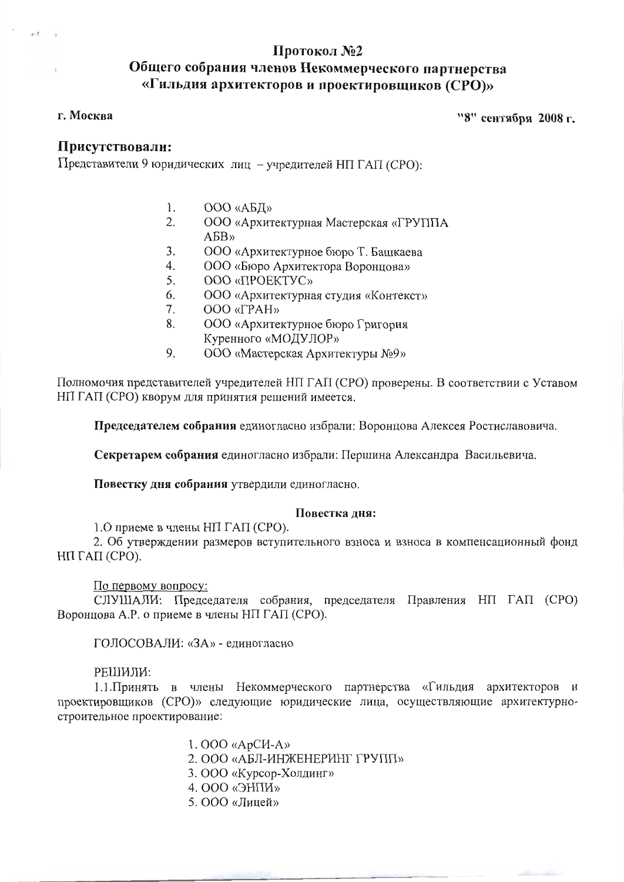# Протокол №2
## Общего собрания членов Некоммерческого партнерства «Гильдия архитекторов и проектировщиков (СРО)»

**г. Москва** **"8" сентября 2008 г.**

## Присутствовали:

Представители 9 юридических лиц – учредителей НП ГАП (СРО):

1. ООО «АБД»
2. ООО «Архитектурная Мастерская «ГРУППА АБВ»
3. ООО «Архитектурное бюро Т. Башкаева
4. ООО «Бюро Архитектора Воронцова»
5. ООО «ПРОЕКТУС»
6. ООО «Архитектурная студия «Контекст»
7. ООО «ГРАН»
8. ООО «Архитектурное бюро Григория Куренного «МОДУЛОР»
9. ООО «Мастерская Архитектуры №9»

Полномочия представителей учредителей НП ГАП (СРО) проверены. В соответствии с Уставом НП ГАП (СРО) кворум для принятия решений имеется.

**Председателем собрания** единогласно избрали: Воронцова Алексея Ростиславовича.

**Секретарем собрания** единогласно избрали: Першина Александра Васильевича.

**Повестку дня собрания** утвердили единогласно.

**Повестка дня:**

1.О приеме в члены НП ГАП (СРО).

2. Об утверждении размеров вступительного взноса и взноса в компенсационный фонд НП ГАП (СРО).

По первому вопросу:

СЛУШАЛИ: Председателя собрания, председателя Правления НП ГАП (СРО) Воронцова А.Р. о приеме в члены НП ГАП (СРО).

ГОЛОСОВАЛИ: «ЗА» - единогласно

РЕШИЛИ:

1.1.Принять в члены Некоммерческого партнерства «Гильдия архитекторов и проектировщиков (СРО)» следующие юридические лица, осуществляющие архитектурно-строительное проектирование:

1. ООО «АрСИ-А»
2. ООО «АБЛ-ИНЖЕНЕРИНГ ГРУПП»
3. ООО «Курсор-Холдинг»
4. ООО «ЭНПИ»
5. ООО «Лицей»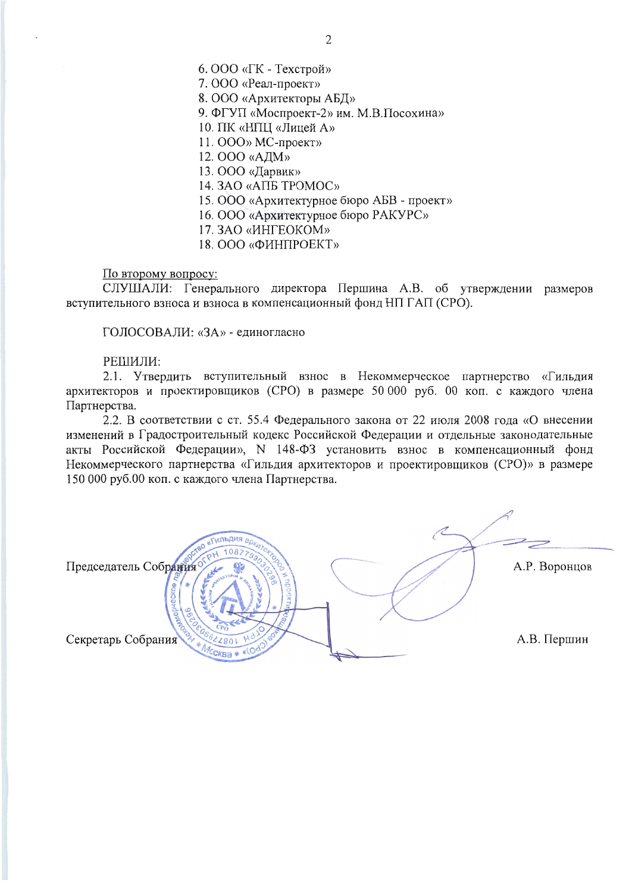6. ООО «ГК - Техстрой»
7. ООО «Реал-проект»
8. ООО «Архитекторы АБД»
9. ФГУП «Моспроект-2» им. М.В.Посохина»
10. ПК «НПЦ «Лицей А»
11. ООО» МС-проект»
12. ООО «АДМ»
13. ООО «Дарвик»
14. ЗАО «АПБ ТРОМОС»
15. ООО «Архитектурное бюро АБВ - проект»
16. ООО «Архитектурное бюро РАКУРС»
17. ЗАО «ИНГЕОКОМ»
18. ООО «ФИНПРОЕКТ»

По второму вопросу:

СЛУШАЛИ: Генерального директора Першина А.В. об утверждении размеров вступительного взноса и взноса в компенсационный фонд НП ГАП (СРО).

ГОЛОСОВАЛИ: «ЗА» - единогласно

РЕШИЛИ:

2.1. Утвердить вступительный взнос в Некоммерческое партнерство «Гильдия архитекторов и проектировщиков (СРО) в размере 50 000 руб. 00 коп. с каждого члена Партнерства.

2.2. В соответствии с ст. 55.4 Федерального закона от 22 июля 2008 года «О внесении изменений в Градостроительный кодекс Российской Федерации и отдельные законодательные акты Российской Федерации», N 148-ФЗ установить взнос в компенсационный фонд Некоммерческого партнерства «Гильдия архитекторов и проектировщиков (СРО)» в размере 150 000 руб.00 коп. с каждого члена Партнерства.

Председатель Собрания А.Р. Воронцов

Секретарь Собрания А.В. Першин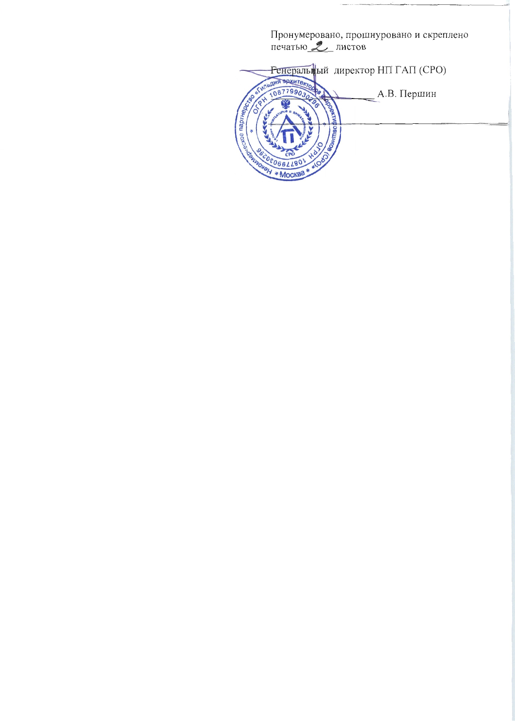Пронумеровано, прошнуровано и скреплено печатью 2 листов

Генеральный директор НП ГАП (СРО)

А.В. Першин